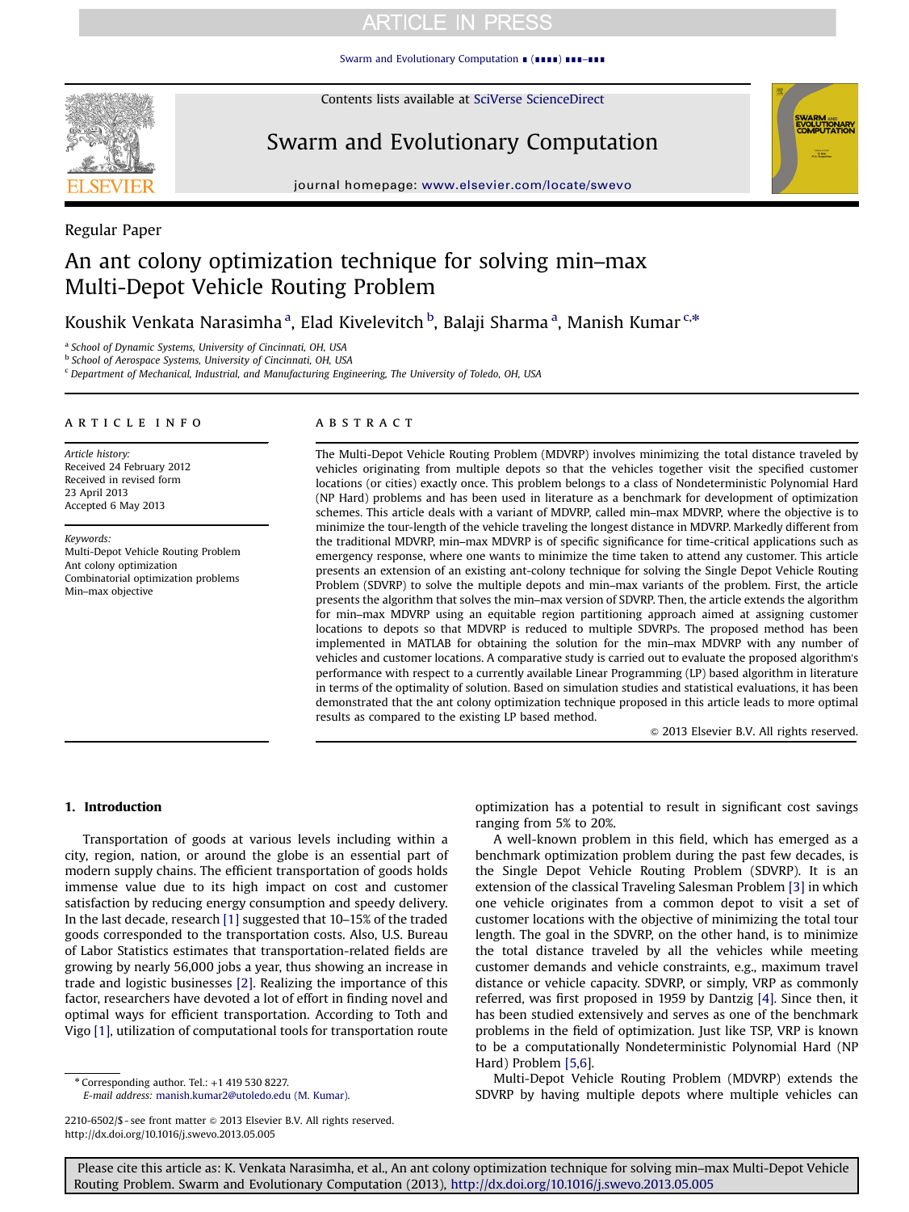Regular Paper

# An ant colony optimization technique for solving min–max Multi-Depot Vehicle Routing Problem

Koushik Venkata Narasimha [a], Elad Kivelevitch [b], Balaji Sharma [a], Manish Kumar [c,*]

[a] School of Dynamic Systems, University of Cincinnati, OH, USA
[b] School of Aerospace Systems, University of Cincinnati, OH, USA
[c] Department of Mechanical, Industrial, and Manufacturing Engineering, The University of Toledo, OH, USA

**ARTICLE INFO**

*Article history:*
Received 24 February 2012
Received in revised form
23 April 2013
Accepted 6 May 2013

*Keywords:*
Multi-Depot Vehicle Routing Problem
Ant colony optimization
Combinatorial optimization problems
Min–max objective

**ABSTRACT**

The Multi-Depot Vehicle Routing Problem (MDVRP) involves minimizing the total distance traveled by vehicles originating from multiple depots so that the vehicles together visit the specified customer locations (or cities) exactly once. This problem belongs to a class of Nondeterministic Polynomial Hard (NP Hard) problems and has been used in literature as a benchmark for development of optimization schemes. This article deals with a variant of MDVRP, called min–max MDVRP, where the objective is to minimize the tour-length of the vehicle traveling the longest distance in MDVRP. Markedly different from the traditional MDVRP, min–max MDVRP is of specific significance for time-critical applications such as emergency response, where one wants to minimize the time taken to attend any customer. This article presents an extension of an existing ant-colony technique for solving the Single Depot Vehicle Routing Problem (SDVRP) to solve the multiple depots and min–max variants of the problem. First, the article presents the algorithm that solves the min–max version of SDVRP. Then, the article extends the algorithm for min–max MDVRP using an equitable region partitioning approach aimed at assigning customer locations to depots so that MDVRP is reduced to multiple SDVRPs. The proposed method has been implemented in MATLAB for obtaining the solution for the min–max MDVRP with any number of vehicles and customer locations. A comparative study is carried out to evaluate the proposed algorithm's performance with respect to a currently available Linear Programming (LP) based algorithm in literature in terms of the optimality of solution. Based on simulation studies and statistical evaluations, it has been demonstrated that the ant colony optimization technique proposed in this article leads to more optimal results as compared to the existing LP based method.

© 2013 Elsevier B.V. All rights reserved.

## 1. Introduction

Transportation of goods at various levels including within a city, region, nation, or around the globe is an essential part of modern supply chains. The efficient transportation of goods holds immense value due to its high impact on cost and customer satisfaction by reducing energy consumption and speedy delivery. In the last decade, research [1] suggested that 10–15% of the traded goods corresponded to the transportation costs. Also, U.S. Bureau of Labor Statistics estimates that transportation-related fields are growing by nearly 56,000 jobs a year, thus showing an increase in trade and logistic businesses [2]. Realizing the importance of this factor, researchers have devoted a lot of effort in finding novel and optimal ways for efficient transportation. According to Toth and Vigo [1], utilization of computational tools for transportation route optimization has a potential to result in significant cost savings ranging from 5% to 20%.

A well-known problem in this field, which has emerged as a benchmark optimization problem during the past few decades, is the Single Depot Vehicle Routing Problem (SDVRP). It is an extension of the classical Traveling Salesman Problem [3] in which one vehicle originates from a common depot to visit a set of customer locations with the objective of minimizing the total tour length. The goal in the SDVRP, on the other hand, is to minimize the total distance traveled by all the vehicles while meeting customer demands and vehicle constraints, e.g., maximum travel distance or vehicle capacity. SDVRP, or simply, VRP as commonly referred, was first proposed in 1959 by Dantzig [4]. Since then, it has been studied extensively and serves as one of the benchmark problems in the field of optimization. Just like TSP, VRP is known to be a computationally Nondeterministic Polynomial Hard (NP Hard) Problem [5,6].

Multi-Depot Vehicle Routing Problem (MDVRP) extends the SDVRP by having multiple depots where multiple vehicles can

* Corresponding author. Tel.: +1 419 530 8227.
*E-mail address:* manish.kumar2@utoledo.edu (M. Kumar).

2210-6502/$ - see front matter © 2013 Elsevier B.V. All rights reserved.
http://dx.doi.org/10.1016/j.swevo.2013.05.005

Please cite this article as: K. Venkata Narasimha, et al., An ant colony optimization technique for solving min–max Multi-Depot Vehicle Routing Problem. Swarm and Evolutionary Computation (2013), http://dx.doi.org/10.1016/j.swevo.2013.05.005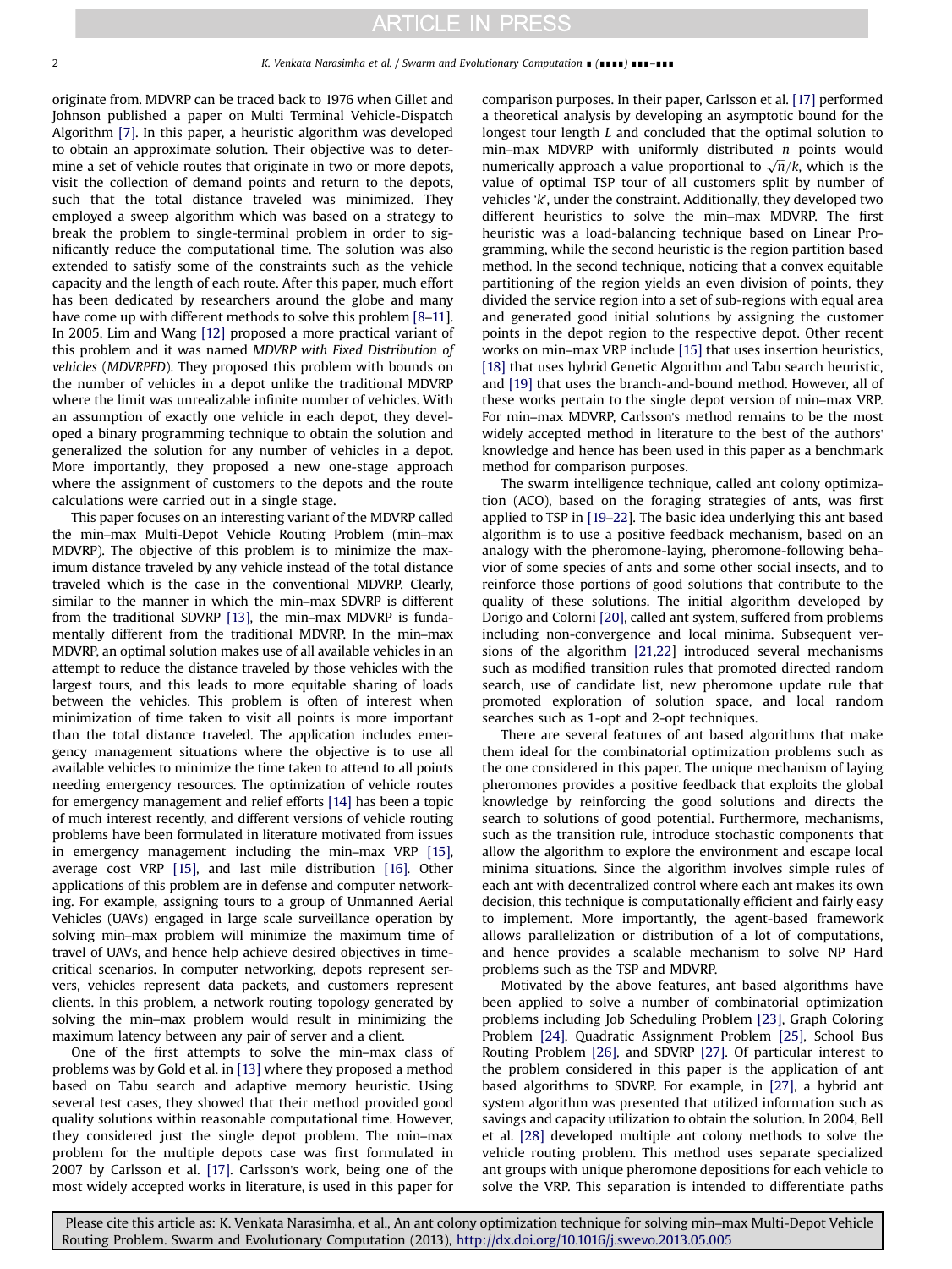originate from. MDVRP can be traced back to 1976 when Gillet and Johnson published a paper on Multi Terminal Vehicle-Dispatch Algorithm [7]. In this paper, a heuristic algorithm was developed to obtain an approximate solution. Their objective was to determine a set of vehicle routes that originate in two or more depots, visit the collection of demand points and return to the depots, such that the total distance traveled was minimized. They employed a sweep algorithm which was based on a strategy to break the problem to single-terminal problem in order to significantly reduce the computational time. The solution was also extended to satisfy some of the constraints such as the vehicle capacity and the length of each route. After this paper, much effort has been dedicated by researchers around the globe and many have come up with different methods to solve this problem [8–11]. In 2005, Lim and Wang [12] proposed a more practical variant of this problem and it was named *MDVRP with Fixed Distribution of vehicles* (*MDVRPFD*). They proposed this problem with bounds on the number of vehicles in a depot unlike the traditional MDVRP where the limit was unrealizable infinite number of vehicles. With an assumption of exactly one vehicle in each depot, they developed a binary programming technique to obtain the solution and generalized the solution for any number of vehicles in a depot. More importantly, they proposed a new one-stage approach where the assignment of customers to the depots and the route calculations were carried out in a single stage.

This paper focuses on an interesting variant of the MDVRP called the min–max Multi-Depot Vehicle Routing Problem (min–max MDVRP). The objective of this problem is to minimize the maximum distance traveled by any vehicle instead of the total distance traveled which is the case in the conventional MDVRP. Clearly, similar to the manner in which the min–max SDVRP is different from the traditional SDVRP [13], the min–max MDVRP is fundamentally different from the traditional MDVRP. In the min–max MDVRP, an optimal solution makes use of all available vehicles in an attempt to reduce the distance traveled by those vehicles with the largest tours, and this leads to more equitable sharing of loads between the vehicles. This problem is often of interest when minimization of time taken to visit all points is more important than the total distance traveled. The application includes emergency management situations where the objective is to use all available vehicles to minimize the time taken to attend to all points needing emergency resources. The optimization of vehicle routes for emergency management and relief efforts [14] has been a topic of much interest recently, and different versions of vehicle routing problems have been formulated in literature motivated from issues in emergency management including the min–max VRP [15], average cost VRP [15], and last mile distribution [16]. Other applications of this problem are in defense and computer networking. For example, assigning tours to a group of Unmanned Aerial Vehicles (UAVs) engaged in large scale surveillance operation by solving min–max problem will minimize the maximum time of travel of UAVs, and hence help achieve desired objectives in time-critical scenarios. In computer networking, depots represent servers, vehicles represent data packets, and customers represent clients. In this problem, a network routing topology generated by solving the min–max problem would result in minimizing the maximum latency between any pair of server and a client.

One of the first attempts to solve the min–max class of problems was by Gold et al. in [13] where they proposed a method based on Tabu search and adaptive memory heuristic. Using several test cases, they showed that their method provided good quality solutions within reasonable computational time. However, they considered just the single depot problem. The min–max problem for the multiple depots case was first formulated in 2007 by Carlsson et al. [17]. Carlsson's work, being one of the most widely accepted works in literature, is used in this paper for comparison purposes. In their paper, Carlsson et al. [17] performed a theoretical analysis by developing an asymptotic bound for the longest tour length $L$ and concluded that the optimal solution to min–max MDVRP with uniformly distributed $n$ points would numerically approach a value proportional to $\sqrt{n}/k$, which is the value of optimal TSP tour of all customers split by number of vehicles '$k$', under the constraint. Additionally, they developed two different heuristics to solve the min–max MDVRP. The first heuristic was a load-balancing technique based on Linear Programming, while the second heuristic is the region partition based method. In the second technique, noticing that a convex equitable partitioning of the region yields an even division of points, they divided the service region into a set of sub-regions with equal area and generated good initial solutions by assigning the customer points in the depot region to the respective depot. Other recent works on min–max VRP include [15] that uses insertion heuristics, [18] that uses hybrid Genetic Algorithm and Tabu search heuristic, and [19] that uses the branch-and-bound method. However, all of these works pertain to the single depot version of min–max VRP. For min–max MDVRP, Carlsson's method remains to be the most widely accepted method in literature to the best of the authors' knowledge and hence has been used in this paper as a benchmark method for comparison purposes.

The swarm intelligence technique, called ant colony optimization (ACO), based on the foraging strategies of ants, was first applied to TSP in [19–22]. The basic idea underlying this ant based algorithm is to use a positive feedback mechanism, based on an analogy with the pheromone-laying, pheromone-following behavior of some species of ants and some other social insects, and to reinforce those portions of good solutions that contribute to the quality of these solutions. The initial algorithm developed by Dorigo and Colorni [20], called ant system, suffered from problems including non-convergence and local minima. Subsequent versions of the algorithm [21,22] introduced several mechanisms such as modified transition rules that promoted directed random search, use of candidate list, new pheromone update rule that promoted exploration of solution space, and local random searches such as 1-opt and 2-opt techniques.

There are several features of ant based algorithms that make them ideal for the combinatorial optimization problems such as the one considered in this paper. The unique mechanism of laying pheromones provides a positive feedback that exploits the global knowledge by reinforcing the good solutions and directs the search to solutions of good potential. Furthermore, mechanisms, such as the transition rule, introduce stochastic components that allow the algorithm to explore the environment and escape local minima situations. Since the algorithm involves simple rules of each ant with decentralized control where each ant makes its own decision, this technique is computationally efficient and fairly easy to implement. More importantly, the agent-based framework allows parallelization or distribution of a lot of computations, and hence provides a scalable mechanism to solve NP Hard problems such as the TSP and MDVRP.

Motivated by the above features, ant based algorithms have been applied to solve a number of combinatorial optimization problems including Job Scheduling Problem [23], Graph Coloring Problem [24], Quadratic Assignment Problem [25], School Bus Routing Problem [26], and SDVRP [27]. Of particular interest to the problem considered in this paper is the application of ant based algorithms to SDVRP. For example, in [27], a hybrid ant system algorithm was presented that utilized information such as savings and capacity utilization to obtain the solution. In 2004, Bell et al. [28] developed multiple ant colony methods to solve the vehicle routing problem. This method uses separate specialized ant groups with unique pheromone depositions for each vehicle to solve the VRP. This separation is intended to differentiate paths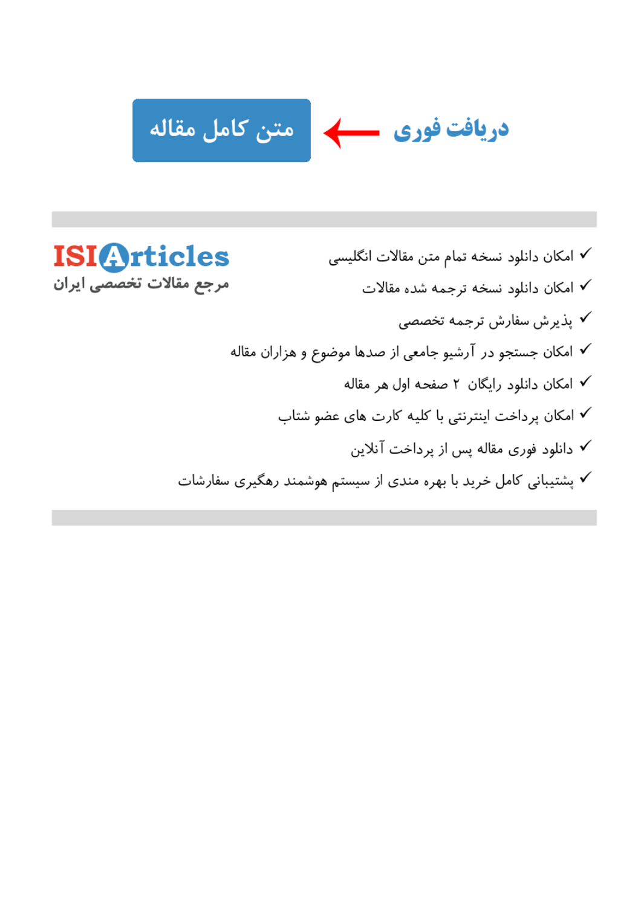دریافت فوری ← متن کامل مقاله

**ISIArticles**
مرجع مقالات تخصصی ایران

- ✓ امکان دانلود نسخه تمام متن مقالات انگلیسی
- ✓ امکان دانلود نسخه ترجمه شده مقالات
- ✓ پذیرش سفارش ترجمه تخصصی
- ✓ امکان جستجو در آرشیو جامعی از صدها موضوع و هزاران مقاله
- ✓ امکان دانلود رایگان ۲ صفحه اول هر مقاله
- ✓ امکان پرداخت اینترنتی با کلیه کارت های عضو شتاب
- ✓ دانلود فوری مقاله پس از پرداخت آنلاین
- ✓ پشتیبانی کامل خرید با بهره مندی از سیستم هوشمند رهگیری سفارشات